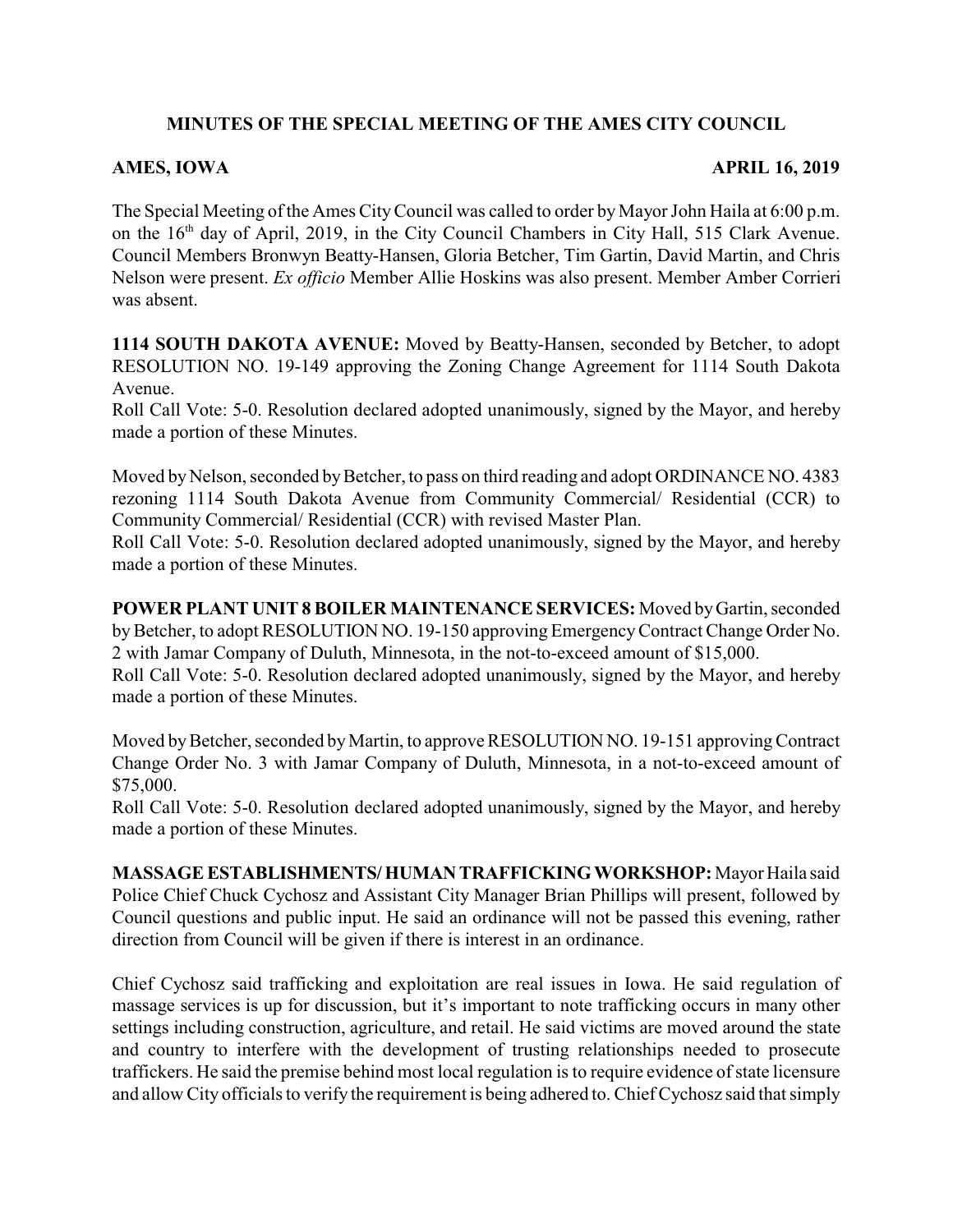**MINUTES OF THE SPECIAL MEETING OF THE AMES CITY COUNCIL**

**AMES, IOWA APRIL 16, 2019**

The Special Meeting of the Ames City Council was called to order by Mayor John Haila at 6:00 p.m. on the 16th day of April, 2019, in the City Council Chambers in City Hall, 515 Clark Avenue. Council Members Bronwyn Beatty-Hansen, Gloria Betcher, Tim Gartin, David Martin, and Chris Nelson were present. *Ex officio* Member Allie Hoskins was also present. Member Amber Corrieri was absent.

**1114 SOUTH DAKOTA AVENUE:** Moved by Beatty-Hansen, seconded by Betcher, to adopt RESOLUTION NO. 19-149 approving the Zoning Change Agreement for 1114 South Dakota Avenue.
Roll Call Vote: 5-0. Resolution declared adopted unanimously, signed by the Mayor, and hereby made a portion of these Minutes.

Moved by Nelson, seconded by Betcher, to pass on third reading and adopt ORDINANCE NO. 4383 rezoning 1114 South Dakota Avenue from Community Commercial/ Residential (CCR) to Community Commercial/ Residential (CCR) with revised Master Plan.
Roll Call Vote: 5-0. Resolution declared adopted unanimously, signed by the Mayor, and hereby made a portion of these Minutes.

**POWER PLANT UNIT 8 BOILER MAINTENANCE SERVICES:** Moved by Gartin, seconded by Betcher, to adopt RESOLUTION NO. 19-150 approving Emergency Contract Change Order No. 2 with Jamar Company of Duluth, Minnesota, in the not-to-exceed amount of $15,000.
Roll Call Vote: 5-0. Resolution declared adopted unanimously, signed by the Mayor, and hereby made a portion of these Minutes.

Moved by Betcher, seconded by Martin, to approve RESOLUTION NO. 19-151 approving Contract Change Order No. 3 with Jamar Company of Duluth, Minnesota, in a not-to-exceed amount of $75,000.
Roll Call Vote: 5-0. Resolution declared adopted unanimously, signed by the Mayor, and hereby made a portion of these Minutes.

**MASSAGE ESTABLISHMENTS/ HUMAN TRAFFICKING WORKSHOP:** Mayor Haila said Police Chief Chuck Cychosz and Assistant City Manager Brian Phillips will present, followed by Council questions and public input. He said an ordinance will not be passed this evening, rather direction from Council will be given if there is interest in an ordinance.

Chief Cychosz said trafficking and exploitation are real issues in Iowa. He said regulation of massage services is up for discussion, but it's important to note trafficking occurs in many other settings including construction, agriculture, and retail. He said victims are moved around the state and country to interfere with the development of trusting relationships needed to prosecute traffickers. He said the premise behind most local regulation is to require evidence of state licensure and allow City officials to verify the requirement is being adhered to. Chief Cychosz said that simply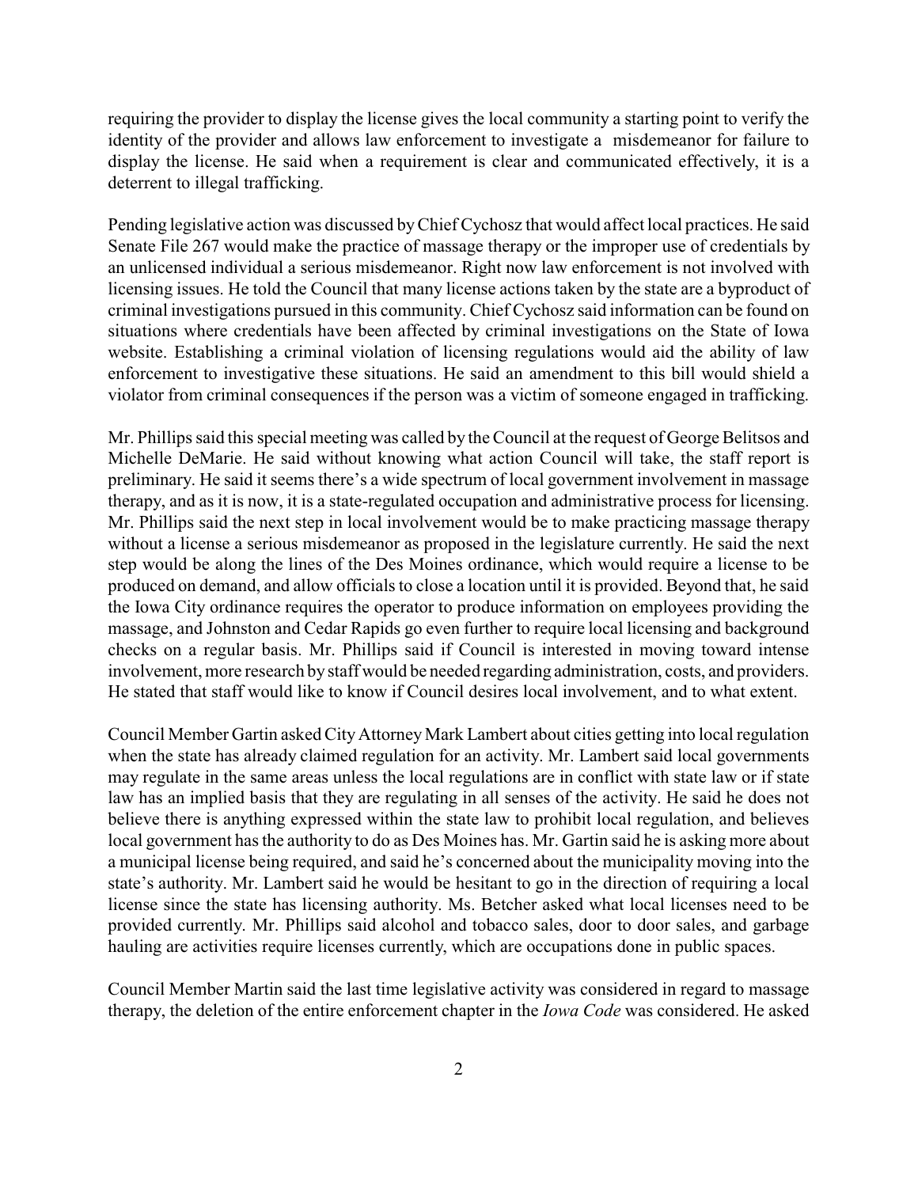requiring the provider to display the license gives the local community a starting point to verify the identity of the provider and allows law enforcement to investigate a  misdemeanor for failure to display the license. He said when a requirement is clear and communicated effectively, it is a deterrent to illegal trafficking.

Pending legislative action was discussed by Chief Cychosz that would affect local practices. He said Senate File 267 would make the practice of massage therapy or the improper use of credentials by an unlicensed individual a serious misdemeanor. Right now law enforcement is not involved with licensing issues. He told the Council that many license actions taken by the state are a byproduct of criminal investigations pursued in this community. Chief Cychosz said information can be found on situations where credentials have been affected by criminal investigations on the State of Iowa website. Establishing a criminal violation of licensing regulations would aid the ability of law enforcement to investigative these situations. He said an amendment to this bill would shield a violator from criminal consequences if the person was a victim of someone engaged in trafficking.

Mr. Phillips said this special meeting was called by the Council at the request of George Belitsos and Michelle DeMarie. He said without knowing what action Council will take, the staff report is preliminary. He said it seems there's a wide spectrum of local government involvement in massage therapy, and as it is now, it is a state-regulated occupation and administrative process for licensing. Mr. Phillips said the next step in local involvement would be to make practicing massage therapy without a license a serious misdemeanor as proposed in the legislature currently. He said the next step would be along the lines of the Des Moines ordinance, which would require a license to be produced on demand, and allow officials to close a location until it is provided. Beyond that, he said the Iowa City ordinance requires the operator to produce information on employees providing the massage, and Johnston and Cedar Rapids go even further to require local licensing and background checks on a regular basis. Mr. Phillips said if Council is interested in moving toward intense involvement, more research by staff would be needed regarding administration, costs, and providers. He stated that staff would like to know if Council desires local involvement, and to what extent.

Council Member Gartin asked City Attorney Mark Lambert about cities getting into local regulation when the state has already claimed regulation for an activity. Mr. Lambert said local governments may regulate in the same areas unless the local regulations are in conflict with state law or if state law has an implied basis that they are regulating in all senses of the activity. He said he does not believe there is anything expressed within the state law to prohibit local regulation, and believes local government has the authority to do as Des Moines has. Mr. Gartin said he is asking more about a municipal license being required, and said he's concerned about the municipality moving into the state's authority. Mr. Lambert said he would be hesitant to go in the direction of requiring a local license since the state has licensing authority. Ms. Betcher asked what local licenses need to be provided currently. Mr. Phillips said alcohol and tobacco sales, door to door sales, and garbage hauling are activities require licenses currently, which are occupations done in public spaces.

Council Member Martin said the last time legislative activity was considered in regard to massage therapy, the deletion of the entire enforcement chapter in the *Iowa Code* was considered. He asked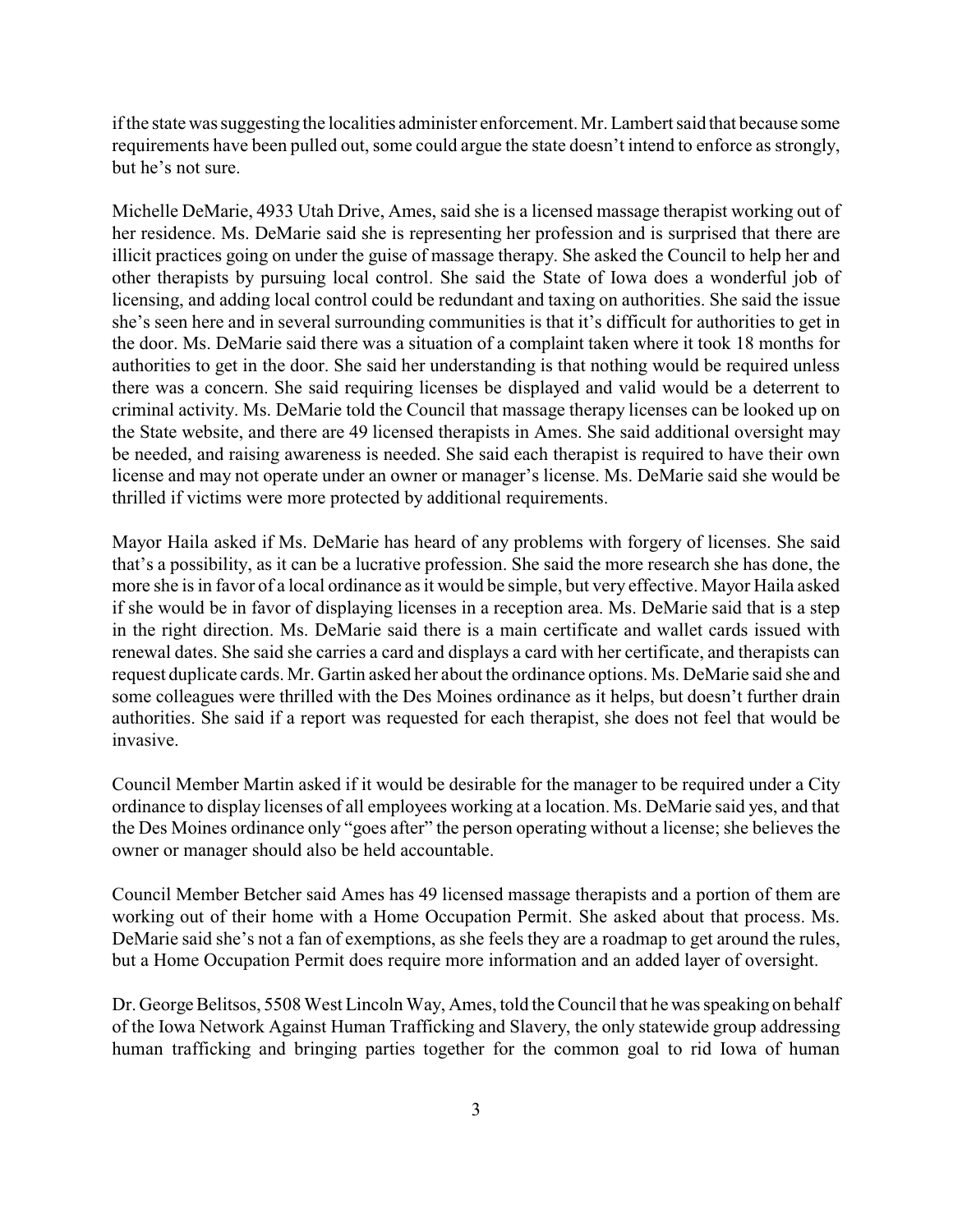if the state was suggesting the localities administer enforcement. Mr. Lambert said that because some requirements have been pulled out, some could argue the state doesn't intend to enforce as strongly, but he's not sure.

Michelle DeMarie, 4933 Utah Drive, Ames, said she is a licensed massage therapist working out of her residence. Ms. DeMarie said she is representing her profession and is surprised that there are illicit practices going on under the guise of massage therapy. She asked the Council to help her and other therapists by pursuing local control. She said the State of Iowa does a wonderful job of licensing, and adding local control could be redundant and taxing on authorities. She said the issue she's seen here and in several surrounding communities is that it's difficult for authorities to get in the door. Ms. DeMarie said there was a situation of a complaint taken where it took 18 months for authorities to get in the door. She said her understanding is that nothing would be required unless there was a concern. She said requiring licenses be displayed and valid would be a deterrent to criminal activity. Ms. DeMarie told the Council that massage therapy licenses can be looked up on the State website, and there are 49 licensed therapists in Ames. She said additional oversight may be needed, and raising awareness is needed. She said each therapist is required to have their own license and may not operate under an owner or manager's license. Ms. DeMarie said she would be thrilled if victims were more protected by additional requirements.

Mayor Haila asked if Ms. DeMarie has heard of any problems with forgery of licenses. She said that's a possibility, as it can be a lucrative profession. She said the more research she has done, the more she is in favor of a local ordinance as it would be simple, but very effective. Mayor Haila asked if she would be in favor of displaying licenses in a reception area. Ms. DeMarie said that is a step in the right direction. Ms. DeMarie said there is a main certificate and wallet cards issued with renewal dates. She said she carries a card and displays a card with her certificate, and therapists can request duplicate cards. Mr. Gartin asked her about the ordinance options. Ms. DeMarie said she and some colleagues were thrilled with the Des Moines ordinance as it helps, but doesn't further drain authorities. She said if a report was requested for each therapist, she does not feel that would be invasive.

Council Member Martin asked if it would be desirable for the manager to be required under a City ordinance to display licenses of all employees working at a location. Ms. DeMarie said yes, and that the Des Moines ordinance only "goes after" the person operating without a license; she believes the owner or manager should also be held accountable.

Council Member Betcher said Ames has 49 licensed massage therapists and a portion of them are working out of their home with a Home Occupation Permit. She asked about that process. Ms. DeMarie said she's not a fan of exemptions, as she feels they are a roadmap to get around the rules, but a Home Occupation Permit does require more information and an added layer of oversight.

Dr. George Belitsos, 5508 West Lincoln Way, Ames, told the Council that he was speaking on behalf of the Iowa Network Against Human Trafficking and Slavery, the only statewide group addressing human trafficking and bringing parties together for the common goal to rid Iowa of human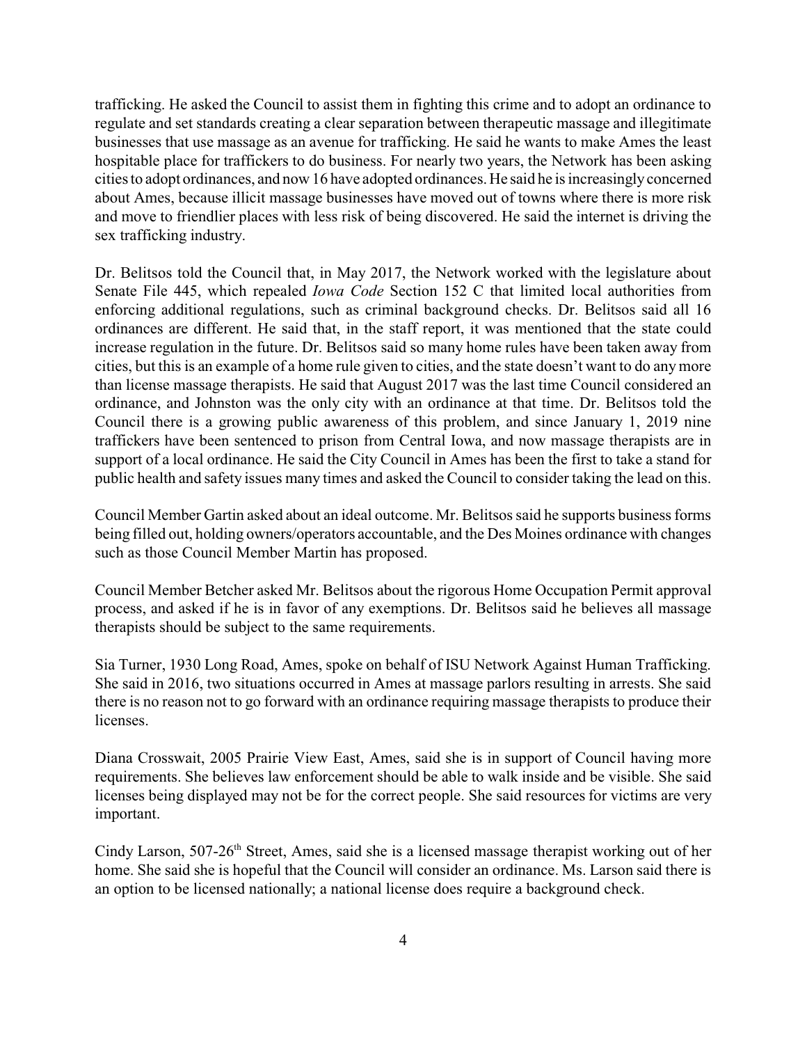trafficking. He asked the Council to assist them in fighting this crime and to adopt an ordinance to regulate and set standards creating a clear separation between therapeutic massage and illegitimate businesses that use massage as an avenue for trafficking. He said he wants to make Ames the least hospitable place for traffickers to do business. For nearly two years, the Network has been asking cities to adopt ordinances, and now 16 have adopted ordinances. He said he is increasingly concerned about Ames, because illicit massage businesses have moved out of towns where there is more risk and move to friendlier places with less risk of being discovered. He said the internet is driving the sex trafficking industry.

Dr. Belitsos told the Council that, in May 2017, the Network worked with the legislature about Senate File 445, which repealed *Iowa Code* Section 152 C that limited local authorities from enforcing additional regulations, such as criminal background checks. Dr. Belitsos said all 16 ordinances are different. He said that, in the staff report, it was mentioned that the state could increase regulation in the future. Dr. Belitsos said so many home rules have been taken away from cities, but this is an example of a home rule given to cities, and the state doesn't want to do any more than license massage therapists. He said that August 2017 was the last time Council considered an ordinance, and Johnston was the only city with an ordinance at that time. Dr. Belitsos told the Council there is a growing public awareness of this problem, and since January 1, 2019 nine traffickers have been sentenced to prison from Central Iowa, and now massage therapists are in support of a local ordinance. He said the City Council in Ames has been the first to take a stand for public health and safety issues many times and asked the Council to consider taking the lead on this.

Council Member Gartin asked about an ideal outcome. Mr. Belitsos said he supports business forms being filled out, holding owners/operators accountable, and the Des Moines ordinance with changes such as those Council Member Martin has proposed.

Council Member Betcher asked Mr. Belitsos about the rigorous Home Occupation Permit approval process, and asked if he is in favor of any exemptions. Dr. Belitsos said he believes all massage therapists should be subject to the same requirements.

Sia Turner, 1930 Long Road, Ames, spoke on behalf of ISU Network Against Human Trafficking. She said in 2016, two situations occurred in Ames at massage parlors resulting in arrests. She said there is no reason not to go forward with an ordinance requiring massage therapists to produce their licenses.

Diana Crosswait, 2005 Prairie View East, Ames, said she is in support of Council having more requirements. She believes law enforcement should be able to walk inside and be visible. She said licenses being displayed may not be for the correct people. She said resources for victims are very important.

Cindy Larson, 507-26th Street, Ames, said she is a licensed massage therapist working out of her home. She said she is hopeful that the Council will consider an ordinance. Ms. Larson said there is an option to be licensed nationally; a national license does require a background check.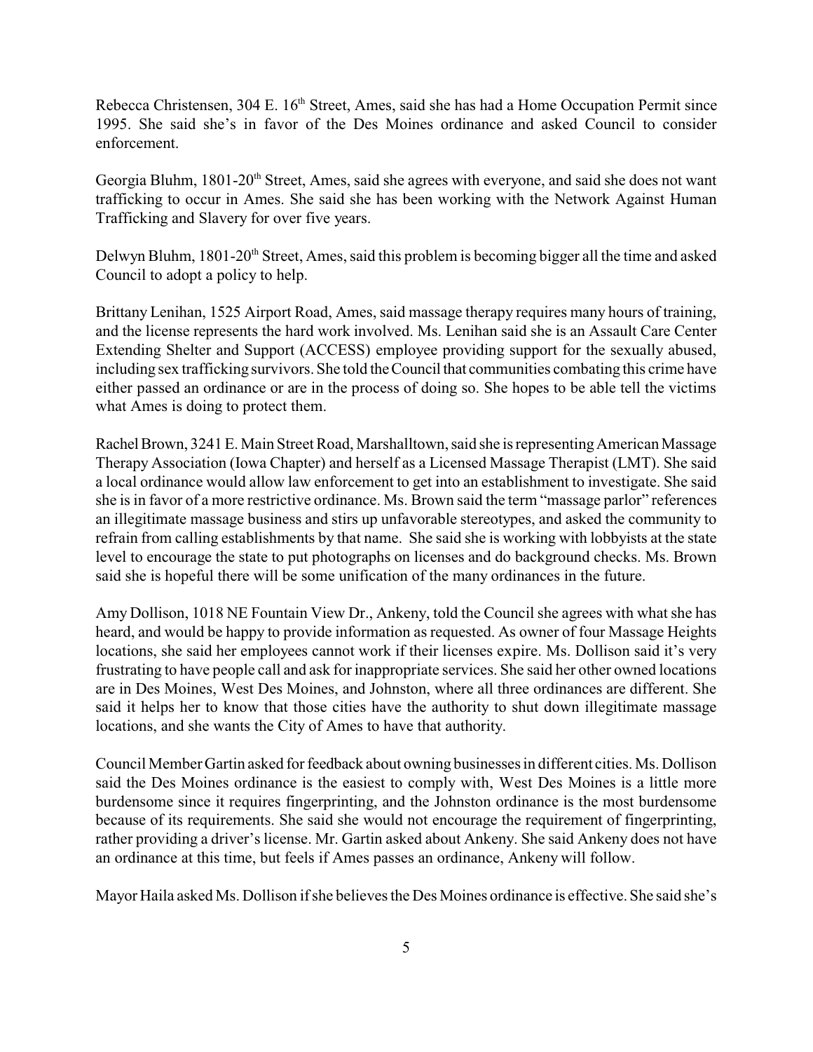Rebecca Christensen, 304 E. 16th Street, Ames, said she has had a Home Occupation Permit since 1995. She said she's in favor of the Des Moines ordinance and asked Council to consider enforcement.

Georgia Bluhm, 1801-20th Street, Ames, said she agrees with everyone, and said she does not want trafficking to occur in Ames. She said she has been working with the Network Against Human Trafficking and Slavery for over five years.

Delwyn Bluhm, 1801-20th Street, Ames, said this problem is becoming bigger all the time and asked Council to adopt a policy to help.

Brittany Lenihan, 1525 Airport Road, Ames, said massage therapy requires many hours of training, and the license represents the hard work involved. Ms. Lenihan said she is an Assault Care Center Extending Shelter and Support (ACCESS) employee providing support for the sexually abused, including sex trafficking survivors. She told the Council that communities combating this crime have either passed an ordinance or are in the process of doing so. She hopes to be able tell the victims what Ames is doing to protect them.

Rachel Brown, 3241 E. Main Street Road, Marshalltown, said she is representing American Massage Therapy Association (Iowa Chapter) and herself as a Licensed Massage Therapist (LMT). She said a local ordinance would allow law enforcement to get into an establishment to investigate. She said she is in favor of a more restrictive ordinance. Ms. Brown said the term "massage parlor" references an illegitimate massage business and stirs up unfavorable stereotypes, and asked the community to refrain from calling establishments by that name. She said she is working with lobbyists at the state level to encourage the state to put photographs on licenses and do background checks. Ms. Brown said she is hopeful there will be some unification of the many ordinances in the future.

Amy Dollison, 1018 NE Fountain View Dr., Ankeny, told the Council she agrees with what she has heard, and would be happy to provide information as requested. As owner of four Massage Heights locations, she said her employees cannot work if their licenses expire. Ms. Dollison said it's very frustrating to have people call and ask for inappropriate services. She said her other owned locations are in Des Moines, West Des Moines, and Johnston, where all three ordinances are different. She said it helps her to know that those cities have the authority to shut down illegitimate massage locations, and she wants the City of Ames to have that authority.

Council Member Gartin asked for feedback about owning businesses in different cities. Ms. Dollison said the Des Moines ordinance is the easiest to comply with, West Des Moines is a little more burdensome since it requires fingerprinting, and the Johnston ordinance is the most burdensome because of its requirements. She said she would not encourage the requirement of fingerprinting, rather providing a driver's license. Mr. Gartin asked about Ankeny. She said Ankeny does not have an ordinance at this time, but feels if Ames passes an ordinance, Ankeny will follow.

Mayor Haila asked Ms. Dollison if she believes the Des Moines ordinance is effective. She said she's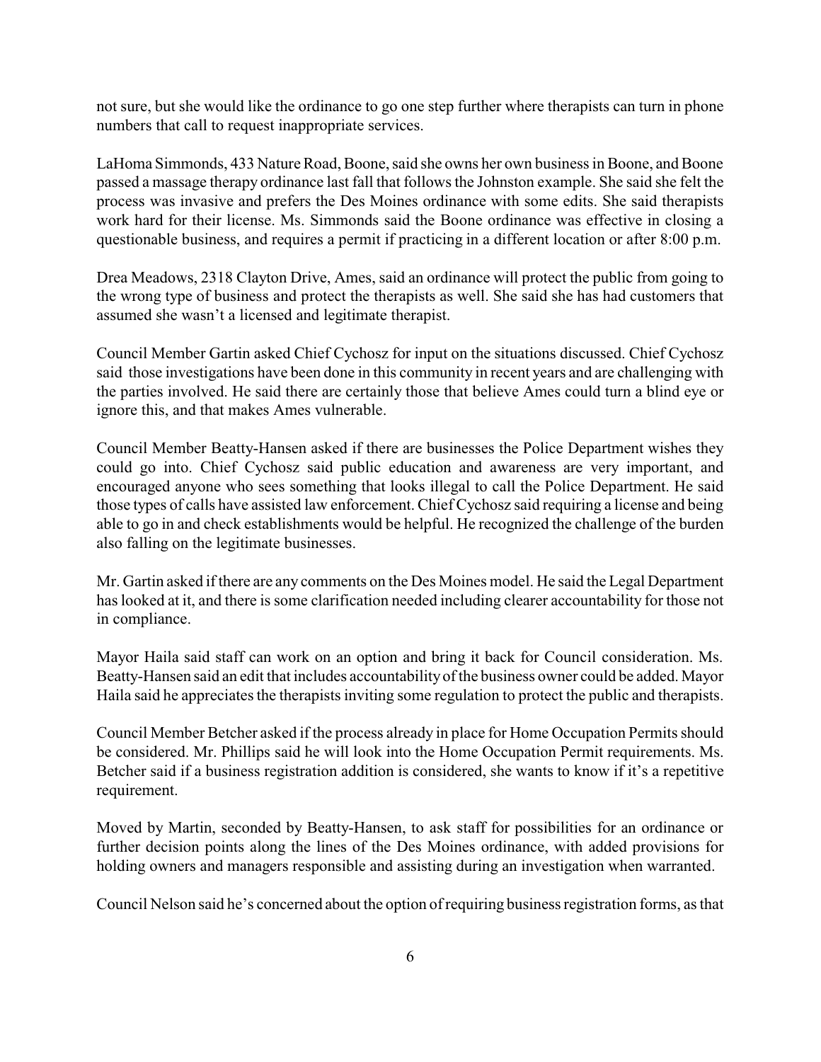not sure, but she would like the ordinance to go one step further where therapists can turn in phone numbers that call to request inappropriate services.

LaHoma Simmonds, 433 Nature Road, Boone, said she owns her own business in Boone, and Boone passed a massage therapy ordinance last fall that follows the Johnston example. She said she felt the process was invasive and prefers the Des Moines ordinance with some edits. She said therapists work hard for their license. Ms. Simmonds said the Boone ordinance was effective in closing a questionable business, and requires a permit if practicing in a different location or after 8:00 p.m.

Drea Meadows, 2318 Clayton Drive, Ames, said an ordinance will protect the public from going to the wrong type of business and protect the therapists as well. She said she has had customers that assumed she wasn't a licensed and legitimate therapist.

Council Member Gartin asked Chief Cychosz for input on the situations discussed. Chief Cychosz said those investigations have been done in this community in recent years and are challenging with the parties involved. He said there are certainly those that believe Ames could turn a blind eye or ignore this, and that makes Ames vulnerable.

Council Member Beatty-Hansen asked if there are businesses the Police Department wishes they could go into. Chief Cychosz said public education and awareness are very important, and encouraged anyone who sees something that looks illegal to call the Police Department. He said those types of calls have assisted law enforcement. Chief Cychosz said requiring a license and being able to go in and check establishments would be helpful. He recognized the challenge of the burden also falling on the legitimate businesses.

Mr. Gartin asked if there are any comments on the Des Moines model. He said the Legal Department has looked at it, and there is some clarification needed including clearer accountability for those not in compliance.

Mayor Haila said staff can work on an option and bring it back for Council consideration. Ms. Beatty-Hansen said an edit that includes accountability of the business owner could be added. Mayor Haila said he appreciates the therapists inviting some regulation to protect the public and therapists.

Council Member Betcher asked if the process already in place for Home Occupation Permits should be considered. Mr. Phillips said he will look into the Home Occupation Permit requirements. Ms. Betcher said if a business registration addition is considered, she wants to know if it's a repetitive requirement.

Moved by Martin, seconded by Beatty-Hansen, to ask staff for possibilities for an ordinance or further decision points along the lines of the Des Moines ordinance, with added provisions for holding owners and managers responsible and assisting during an investigation when warranted.

Council Nelson said he's concerned about the option of requiring business registration forms, as that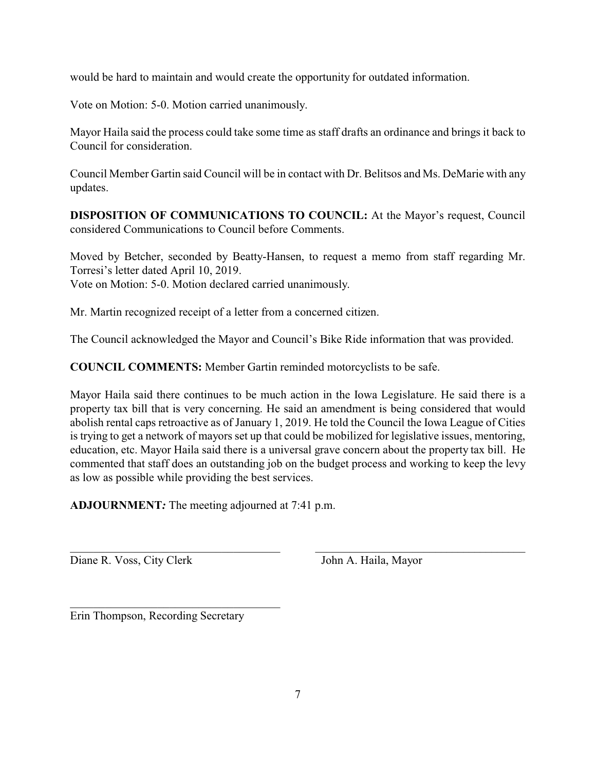would be hard to maintain and would create the opportunity for outdated information.

Vote on Motion: 5-0. Motion carried unanimously.

Mayor Haila said the process could take some time as staff drafts an ordinance and brings it back to Council for consideration.

Council Member Gartin said Council will be in contact with Dr. Belitsos and Ms. DeMarie with any updates.

**DISPOSITION OF COMMUNICATIONS TO COUNCIL:** At the Mayor's request, Council considered Communications to Council before Comments.

Moved by Betcher, seconded by Beatty-Hansen, to request a memo from staff regarding Mr. Torresi's letter dated April 10, 2019.
Vote on Motion: 5-0. Motion declared carried unanimously.

Mr. Martin recognized receipt of a letter from a concerned citizen.

The Council acknowledged the Mayor and Council's Bike Ride information that was provided.

**COUNCIL COMMENTS:** Member Gartin reminded motorcyclists to be safe.

Mayor Haila said there continues to be much action in the Iowa Legislature. He said there is a property tax bill that is very concerning. He said an amendment is being considered that would abolish rental caps retroactive as of January 1, 2019. He told the Council the Iowa League of Cities is trying to get a network of mayors set up that could be mobilized for legislative issues, mentoring, education, etc. Mayor Haila said there is a universal grave concern about the property tax bill. He commented that staff does an outstanding job on the budget process and working to keep the levy as low as possible while providing the best services.

**ADJOURNMENT***:* The meeting adjourned at 7:41 p.m.

\_\_\_\_\_\_\_\_\_\_\_\_\_\_\_\_\_\_\_\_\_\_\_\_\_\_\_\_\_\_\_\_\_\_\_\_\_
Diane R. Voss, City Clerk

\_\_\_\_\_\_\_\_\_\_\_\_\_\_\_\_\_\_\_\_\_\_\_\_\_\_\_\_\_\_\_\_\_\_\_\_\_
John A. Haila, Mayor

\_\_\_\_\_\_\_\_\_\_\_\_\_\_\_\_\_\_\_\_\_\_\_\_\_\_\_\_\_\_\_\_\_\_\_\_\_
Erin Thompson, Recording Secretary